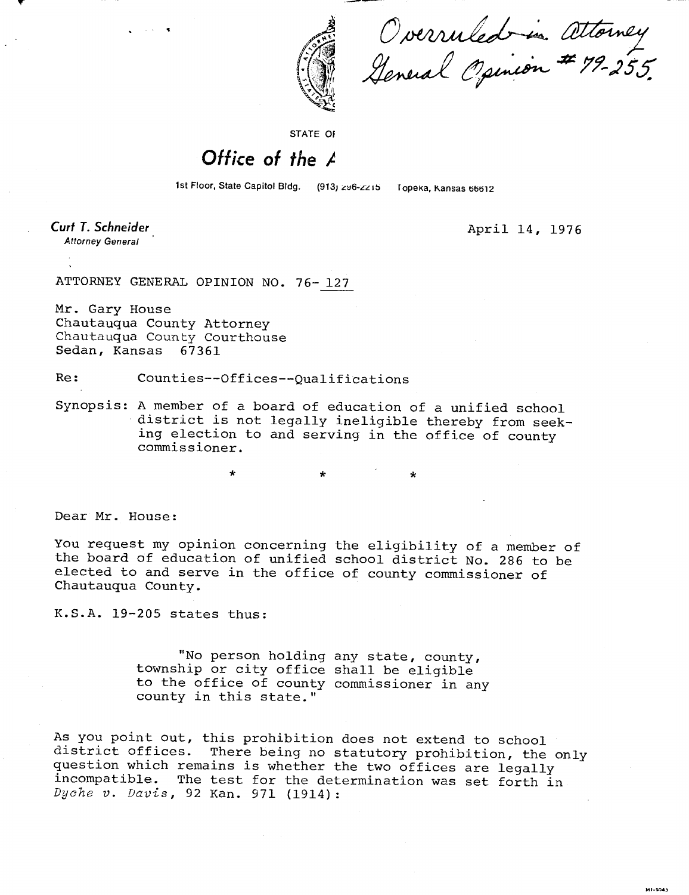Overruled in Attorney General Opinion # 79-255.

STATE OF

**Office of the A**

1st Floor, State Capitol Bldg. (913) 296-2215 Topeka, Kansas 66612

*Curt T. Schneider*
*Attorney General*

April 14, 1976

ATTORNEY GENERAL OPINION NO. 76- 127

Mr. Gary House
Chautauqua County Attorney
Chautauqua County Courthouse
Sedan, Kansas 67361

Re: Counties--Offices--Qualifications

Synopsis: A member of a board of education of a unified school district is not legally ineligible thereby from seeking election to and serving in the office of county commissioner.

\* \* \*

Dear Mr. House:

You request my opinion concerning the eligibility of a member of the board of education of unified school district No. 286 to be elected to and serve in the office of county commissioner of Chautauqua County.

K.S.A. 19-205 states thus:

> "No person holding any state, county, township or city office shall be eligible to the office of county commissioner in any county in this state."

As you point out, this prohibition does not extend to school district offices. There being no statutory prohibition, the only question which remains is whether the two offices are legally incompatible. The test for the determination was set forth in *Dyche v. Davis*, 92 Kan. 971 (1914):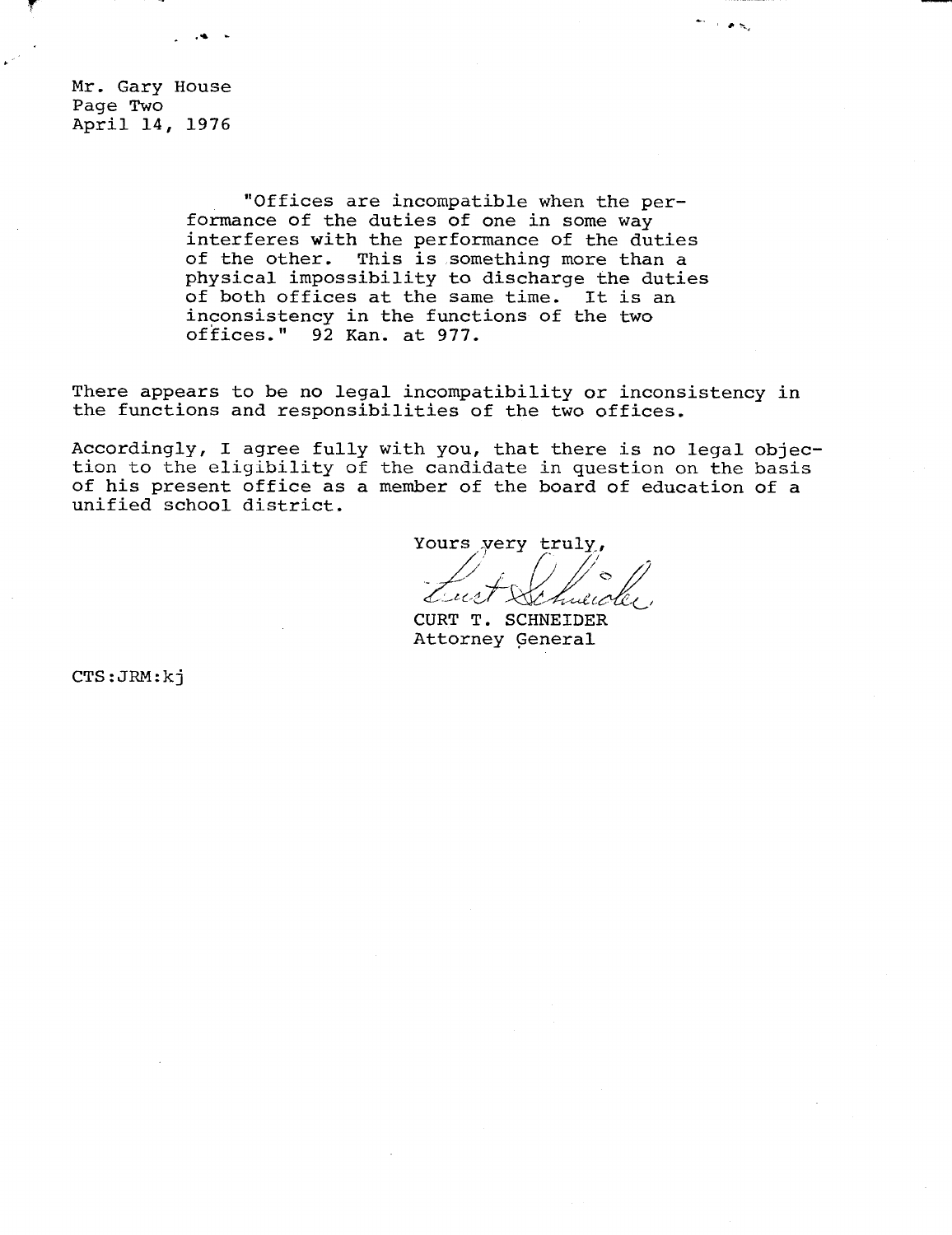Mr. Gary House
Page Two
April 14, 1976

> "Offices are incompatible when the performance of the duties of one in some way interferes with the performance of the duties of the other. This is something more than a physical impossibility to discharge the duties of both offices at the same time. It is an inconsistency in the functions of the two offices." 92 Kan. at 977.

There appears to be no legal incompatibility or inconsistency in the functions and responsibilities of the two offices.

Accordingly, I agree fully with you, that there is no legal objection to the eligibility of the candidate in question on the basis of his present office as a member of the board of education of a unified school district.

Yours very truly,

CURT T. SCHNEIDER
Attorney General

CTS:JRM:kj